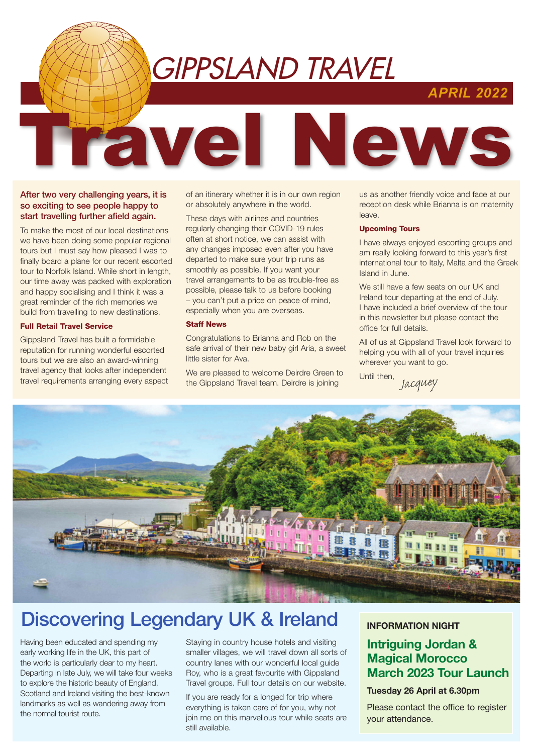# GIPPSLAND TRAVEL

**APRIL 2022**

# Travel News

**After two very challenging years, it is so exciting to see people happy to start travelling further afield again.**

To make the most of our local destinations we have been doing some popular regional tours but I must say how pleased I was to finally board a plane for our recent escorted tour to Norfolk Island. While short in length, our time away was packed with exploration and happy socialising and I think it was a great reminder of the rich memories we build from travelling to new destinations.

### Full Retail Travel Service

Gippsland Travel has built a formidable reputation for running wonderful escorted tours but we are also an award-winning travel agency that looks after independent travel requirements arranging every aspect of an itinerary whether it is in our own region or absolutely anywhere in the world.

These days with airlines and countries regularly changing their COVID-19 rules often at short notice, we can assist with any changes imposed even after you have departed to make sure your trip runs as smoothly as possible. If you want your travel arrangements to be as trouble-free as possible, please talk to us before booking – you can't put a price on peace of mind, especially when you are overseas.

### Staff News

Congratulations to Brianna and Rob on the safe arrival of their new baby girl Aria, a sweet little sister for Ava.

We are pleased to welcome Deirdre Green to the Gippsland Travel team. Deirdre is joining us as another friendly voice and face at our reception desk while Brianna is on maternity leave.

### Upcoming Tours

I have always enjoyed escorting groups and am really looking forward to this year's first international tour to Italy, Malta and the Greek Island in June.

We still have a few seats on our UK and Ireland tour departing at the end of July. I have included a brief overview of the tour in this newsletter but please contact the office for full details.

All of us at Gippsland Travel look forward to helping you with all of your travel inquiries wherever you want to go.

Until then,

*Jacquey*

## Discovering Legendary UK & Ireland

Having been educated and spending my early working life in the UK, this part of the world is particularly dear to my heart. Departing in late July, we will take four weeks to explore the historic beauty of England, Scotland and Ireland visiting the best-known landmarks as well as wandering away from the normal tourist route.

Staying in country house hotels and visiting smaller villages, we will travel down all sorts of country lanes with our wonderful local guide Roy, who is a great favourite with Gippsland Travel groups. Full tour details on our website.

If you are ready for a longed for trip where everything is taken care of for you, why not join me on this marvellous tour while seats are still available.

### INFORMATION NIGHT

## Intriguing Jordan & Magical Morocco March 2023 Tour Launch

**Tuesday 26 April at 6.30pm**

Please contact the office to register your attendance.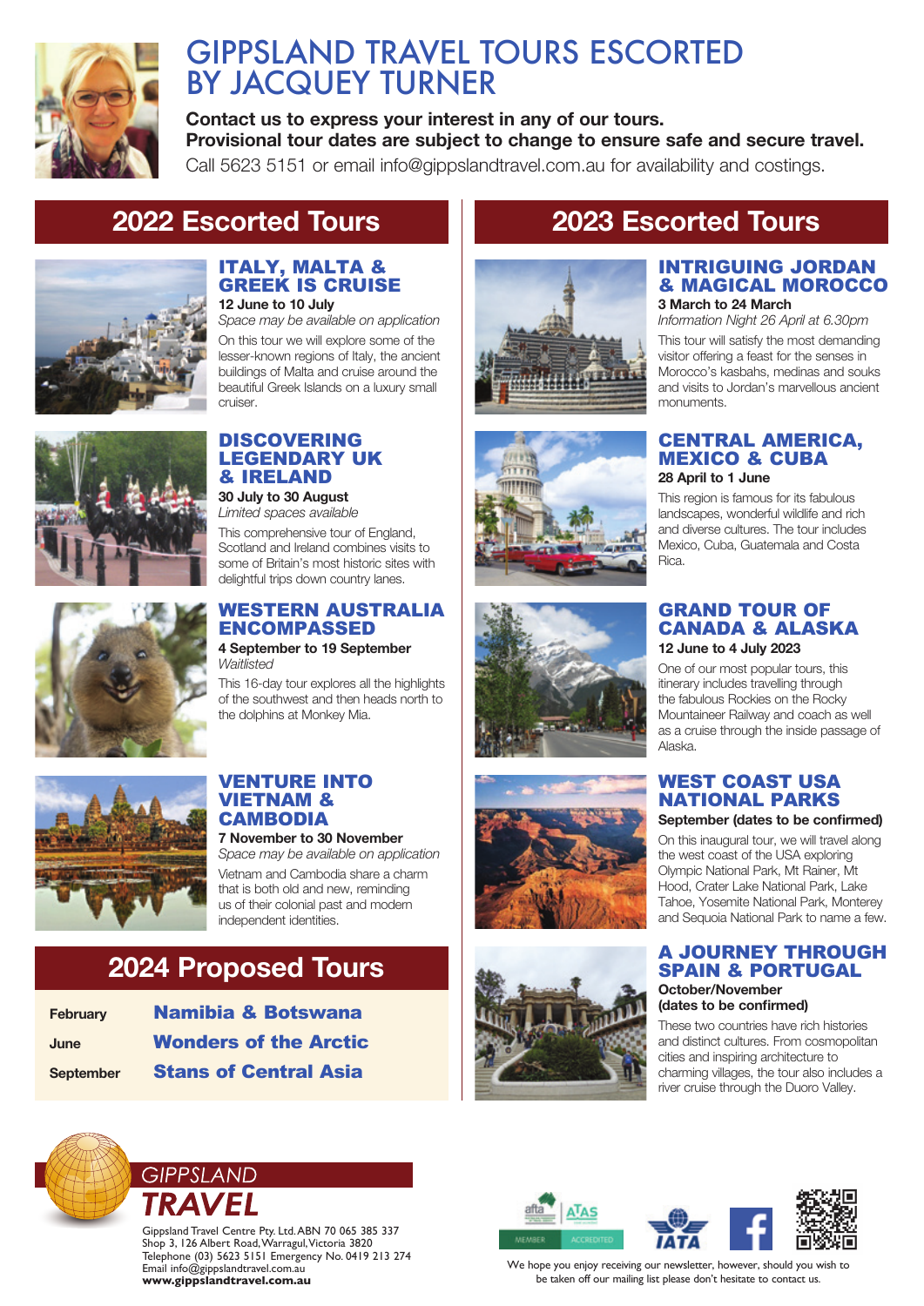# GIPPSLAND TRAVEL TOURS ESCORTED BY JACQUEY TURNER

**Contact us to express your interest in any of our tours.**
**Provisional tour dates are subject to change to ensure safe and secure travel.**
Call 5623 5151 or email info@gippslandtravel.com.au for availability and costings.

## 2022 Escorted Tours

### ITALY, MALTA & GREEK IS CRUISE

**12 June to 10 July**
*Space may be available on application*

On this tour we will explore some of the lesser-known regions of Italy, the ancient buildings of Malta and cruise around the beautiful Greek Islands on a luxury small cruiser.

### DISCOVERING LEGENDARY UK & IRELAND

**30 July to 30 August**
*Limited spaces available*

This comprehensive tour of England, Scotland and Ireland combines visits to some of Britain's most historic sites with delightful trips down country lanes.

### WESTERN AUSTRALIA ENCOMPASSED

**4 September to 19 September**
*Waitlisted*

This 16-day tour explores all the highlights of the southwest and then heads north to the dolphins at Monkey Mia.

### VENTURE INTO VIETNAM & CAMBODIA

**7 November to 30 November**
*Space may be available on application*

Vietnam and Cambodia share a charm that is both old and new, reminding us of their colonial past and modern independent identities.

## 2024 Proposed Tours

| | |
|---|---|
| February | **Namibia & Botswana** |
| June | **Wonders of the Arctic** |
| September | **Stans of Central Asia** |

## 2023 Escorted Tours

### INTRIGUING JORDAN & MAGICAL MOROCCO

**3 March to 24 March**
*Information Night 26 April at 6.30pm*

This tour will satisfy the most demanding visitor offering a feast for the senses in Morocco's kasbahs, medinas and souks and visits to Jordan's marvellous ancient monuments.

### CENTRAL AMERICA, MEXICO & CUBA

**28 April to 1 June**

This region is famous for its fabulous landscapes, wonderful wildlife and rich and diverse cultures. The tour includes Mexico, Cuba, Guatemala and Costa Rica.

### GRAND TOUR OF CANADA & ALASKA

**12 June to 4 July 2023**

One of our most popular tours, this itinerary includes travelling through the fabulous Rockies on the Rocky Mountaineer Railway and coach as well as a cruise through the inside passage of Alaska.

### WEST COAST USA NATIONAL PARKS

**September (dates to be confirmed)**

On this inaugural tour, we will travel along the west coast of the USA exploring Olympic National Park, Mt Rainer, Mt Hood, Crater Lake National Park, Lake Tahoe, Yosemite National Park, Monterey and Sequoia National Park to name a few.

### A JOURNEY THROUGH SPAIN & PORTUGAL

**October/November (dates to be confirmed)**

These two countries have rich histories and distinct cultures. From cosmopolitan cities and inspiring architecture to charming villages, the tour also includes a river cruise through the Duoro Valley.

---

*GIPPSLAND* **TRAVEL**

Gippsland Travel Centre Pty. Ltd. ABN 70 065 385 337
Shop 3, 126 Albert Road, Warragul, Victoria 3820
Telephone (03) 5623 5151 Emergency No. 0419 213 274
Email info@gippslandtravel.com.au
**www.gippslandtravel.com.au**

afta MEMBER | ATAS ACCREDITED | IATA

We hope you enjoy receiving our newsletter, however, should you wish to be taken off our mailing list please don't hesitate to contact us.